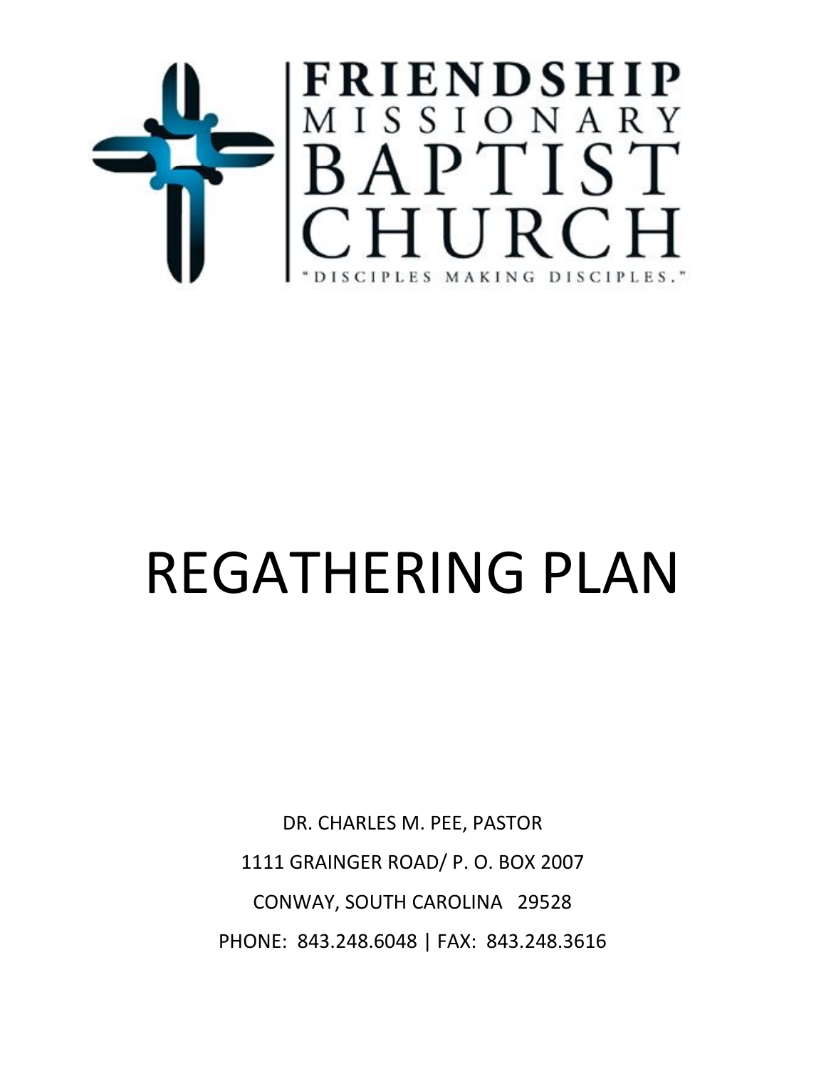FRIENDSHIP
MISSIONARY
BAPTIST
CHURCH

"DISCIPLES MAKING DISCIPLES."

# REGATHERING PLAN

DR. CHARLES M. PEE, PASTOR

1111 GRAINGER ROAD/ P. O. BOX 2007

CONWAY, SOUTH CAROLINA 29528

PHONE: 843.248.6048 | FAX: 843.248.3616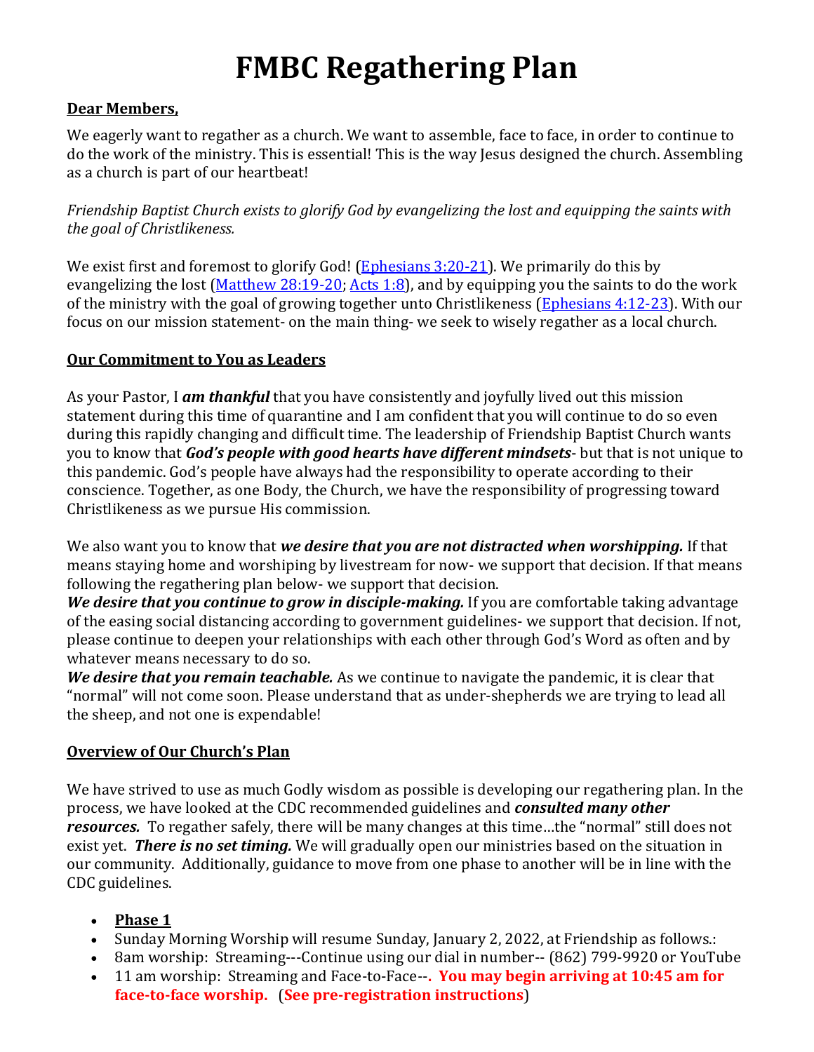# FMBC Regathering Plan

**<u>Dear Members,</u>**

We eagerly want to regather as a church. We want to assemble, face to face, in order to continue to do the work of the ministry. This is essential! This is the way Jesus designed the church. Assembling as a church is part of our heartbeat!

*Friendship Baptist Church exists to glorify God by evangelizing the lost and equipping the saints with the goal of Christlikeness.*

We exist first and foremost to glorify God! ([Ephesians 3:20-21](#)). We primarily do this by evangelizing the lost ([Matthew 28:19-20](#); [Acts 1:8](#)), and by equipping you the saints to do the work of the ministry with the goal of growing together unto Christlikeness ([Ephesians 4:12-23](#)). With our focus on our mission statement- on the main thing- we seek to wisely regather as a local church.

**<u>Our Commitment to You as Leaders</u>**

As your Pastor, I ***am thankful*** that you have consistently and joyfully lived out this mission statement during this time of quarantine and I am confident that you will continue to do so even during this rapidly changing and difficult time. The leadership of Friendship Baptist Church wants you to know that ***God's people with good hearts have different mindsets***- but that is not unique to this pandemic. God's people have always had the responsibility to operate according to their conscience. Together, as one Body, the Church, we have the responsibility of progressing toward Christlikeness as we pursue His commission.

We also want you to know that ***we desire that you are not distracted when worshipping.*** If that means staying home and worshiping by livestream for now- we support that decision. If that means following the regathering plan below- we support that decision.
***We desire that you continue to grow in disciple-making.*** If you are comfortable taking advantage of the easing social distancing according to government guidelines- we support that decision. If not, please continue to deepen your relationships with each other through God's Word as often and by whatever means necessary to do so.
***We desire that you remain teachable.*** As we continue to navigate the pandemic, it is clear that "normal" will not come soon. Please understand that as under-shepherds we are trying to lead all the sheep, and not one is expendable!

**<u>Overview of Our Church's Plan</u>**

We have strived to use as much Godly wisdom as possible is developing our regathering plan. In the process, we have looked at the CDC recommended guidelines and ***consulted many other resources.*** To regather safely, there will be many changes at this time…the "normal" still does not exist yet. ***There is no set timing.*** We will gradually open our ministries based on the situation in our community. Additionally, guidance to move from one phase to another will be in line with the CDC guidelines.

- **<u>Phase 1</u>**
- Sunday Morning Worship will resume Sunday, January 2, 2022, at Friendship as follows.:
- 8am worship: Streaming---Continue using our dial in number-- (862) 799-9920 or YouTube
- 11 am worship: Streaming and Face-to-Face--**. You may begin arriving at 10:45 am for face-to-face worship.** (**See pre-registration instructions**)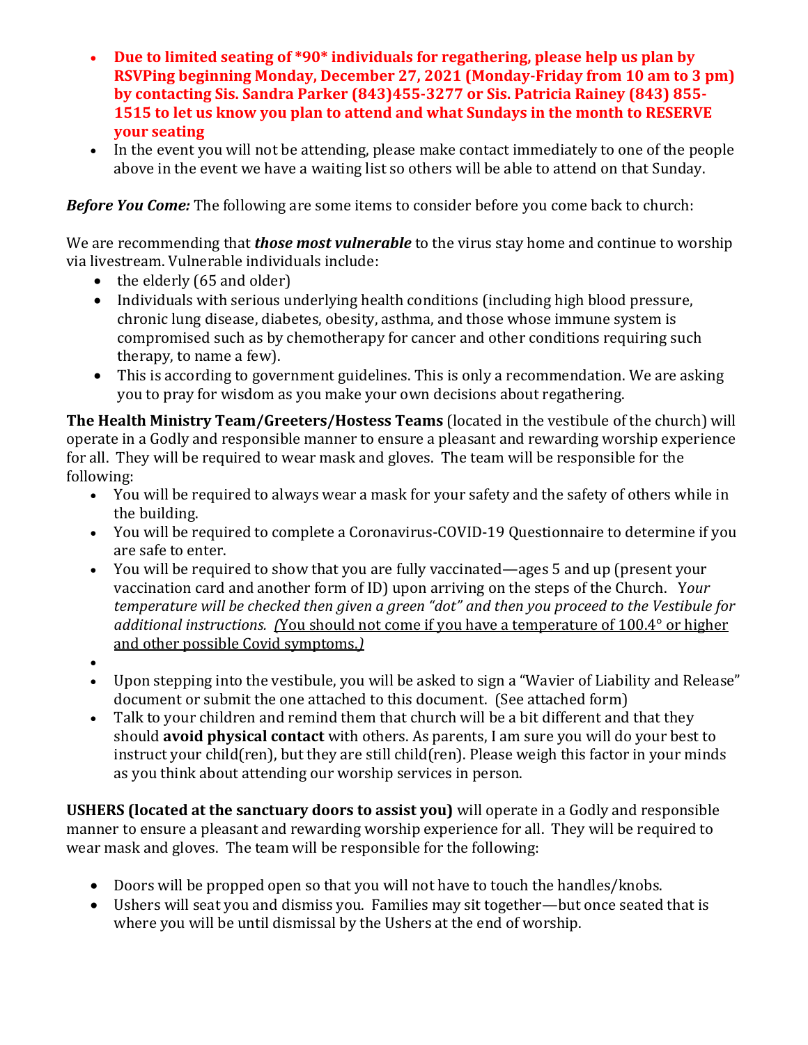- **Due to limited seating of *90* individuals for regathering, please help us plan by RSVPing beginning Monday, December 27, 2021 (Monday-Friday from 10 am to 3 pm) by contacting Sis. Sandra Parker (843)455-3277 or Sis. Patricia Rainey (843) 855-1515 to let us know you plan to attend and what Sundays in the month to RESERVE your seating**
- In the event you will not be attending, please make contact immediately to one of the people above in the event we have a waiting list so others will be able to attend on that Sunday.

***Before You Come:*** The following are some items to consider before you come back to church:

We are recommending that ***those most vulnerable*** to the virus stay home and continue to worship via livestream. Vulnerable individuals include:

- the elderly (65 and older)
- Individuals with serious underlying health conditions (including high blood pressure, chronic lung disease, diabetes, obesity, asthma, and those whose immune system is compromised such as by chemotherapy for cancer and other conditions requiring such therapy, to name a few).
- This is according to government guidelines. This is only a recommendation. We are asking you to pray for wisdom as you make your own decisions about regathering.

**The Health Ministry Team/Greeters/Hostess Teams** (located in the vestibule of the church) will operate in a Godly and responsible manner to ensure a pleasant and rewarding worship experience for all. They will be required to wear mask and gloves. The team will be responsible for the following:

- You will be required to always wear a mask for your safety and the safety of others while in the building.
- You will be required to complete a Coronavirus-COVID-19 Questionnaire to determine if you are safe to enter.
- You will be required to show that you are fully vaccinated—ages 5 and up (present your vaccination card and another form of ID) upon arriving on the steps of the Church. *Your temperature will be checked then given a green "dot" and then you proceed to the Vestibule for additional instructions.* *(*<u>You should not come if you have a temperature of 100.4° or higher and other possible Covid symptoms.</u>*)*
- 
- Upon stepping into the vestibule, you will be asked to sign a "Wavier of Liability and Release" document or submit the one attached to this document. (See attached form)
- Talk to your children and remind them that church will be a bit different and that they should **avoid physical contact** with others. As parents, I am sure you will do your best to instruct your child(ren), but they are still child(ren). Please weigh this factor in your minds as you think about attending our worship services in person.

**USHERS (located at the sanctuary doors to assist you)** will operate in a Godly and responsible manner to ensure a pleasant and rewarding worship experience for all. They will be required to wear mask and gloves. The team will be responsible for the following:

- Doors will be propped open so that you will not have to touch the handles/knobs.
- Ushers will seat you and dismiss you. Families may sit together—but once seated that is where you will be until dismissal by the Ushers at the end of worship.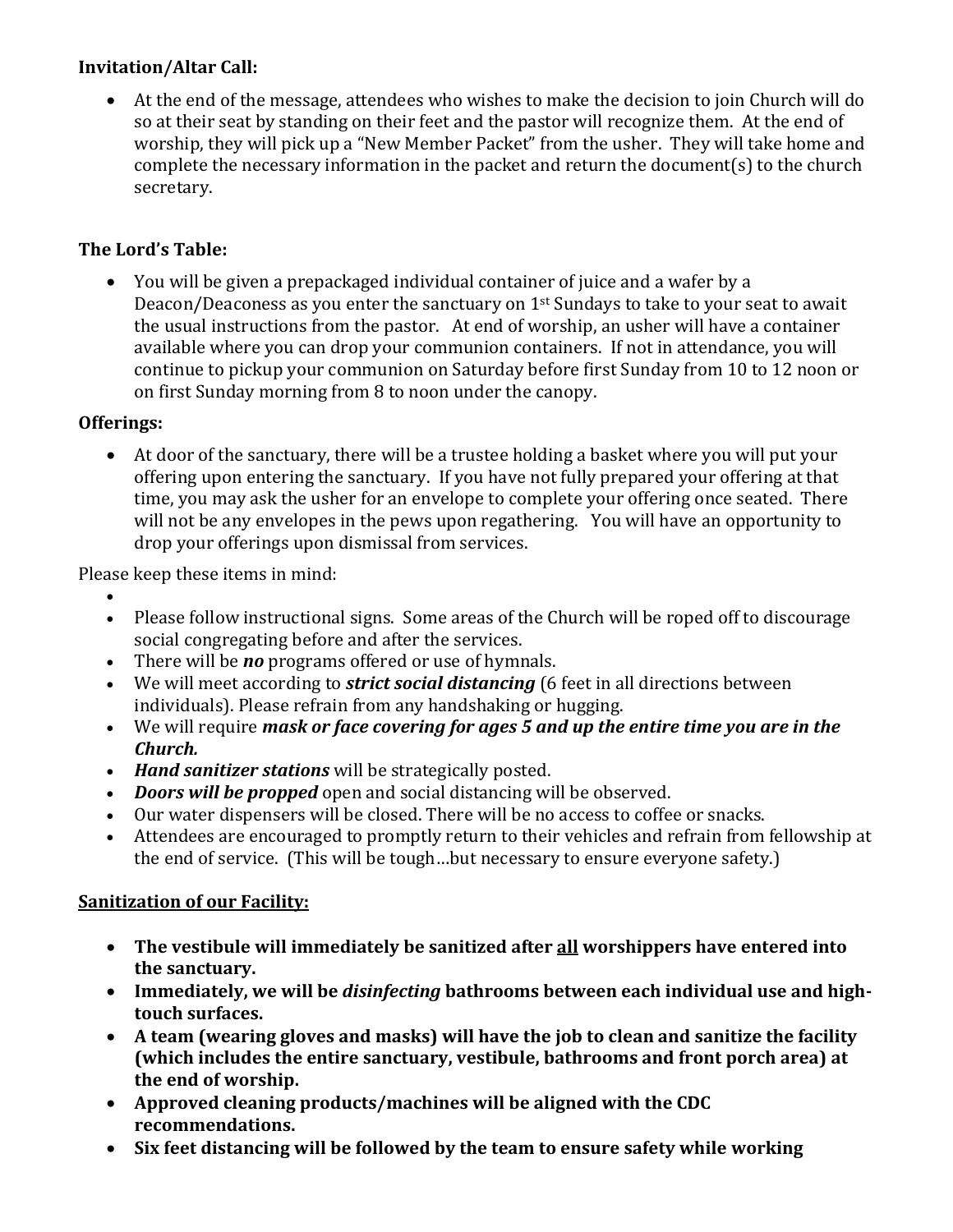**Invitation/Altar Call:**

- At the end of the message, attendees who wishes to make the decision to join Church will do so at their seat by standing on their feet and the pastor will recognize them. At the end of worship, they will pick up a "New Member Packet" from the usher. They will take home and complete the necessary information in the packet and return the document(s) to the church secretary.

**The Lord's Table:**

- You will be given a prepackaged individual container of juice and a wafer by a Deacon/Deaconess as you enter the sanctuary on 1st Sundays to take to your seat to await the usual instructions from the pastor. At end of worship, an usher will have a container available where you can drop your communion containers. If not in attendance, you will continue to pickup your communion on Saturday before first Sunday from 10 to 12 noon or on first Sunday morning from 8 to noon under the canopy.

**Offerings:**

- At door of the sanctuary, there will be a trustee holding a basket where you will put your offering upon entering the sanctuary. If you have not fully prepared your offering at that time, you may ask the usher for an envelope to complete your offering once seated. There will not be any envelopes in the pews upon regathering. You will have an opportunity to drop your offerings upon dismissal from services.

Please keep these items in mind:

- Please follow instructional signs. Some areas of the Church will be roped off to discourage social congregating before and after the services.
- There will be ***no*** programs offered or use of hymnals.
- We will meet according to ***strict social distancing*** (6 feet in all directions between individuals). Please refrain from any handshaking or hugging.
- We will require ***mask or face covering for ages 5 and up the entire time you are in the Church.***
- ***Hand sanitizer stations*** will be strategically posted.
- ***Doors will be propped*** open and social distancing will be observed.
- Our water dispensers will be closed. There will be no access to coffee or snacks.
- Attendees are encouraged to promptly return to their vehicles and refrain from fellowship at the end of service. (This will be tough…but necessary to ensure everyone safety.)

<u>**Sanitization of our Facility:**</u>

- **The vestibule will immediately be sanitized after <u>all</u> worshippers have entered into the sanctuary.**
- **Immediately, we will be *disinfecting* bathrooms between each individual use and high-touch surfaces.**
- **A team (wearing gloves and masks) will have the job to clean and sanitize the facility (which includes the entire sanctuary, vestibule, bathrooms and front porch area) at the end of worship.**
- **Approved cleaning products/machines will be aligned with the CDC recommendations.**
- **Six feet distancing will be followed by the team to ensure safety while working**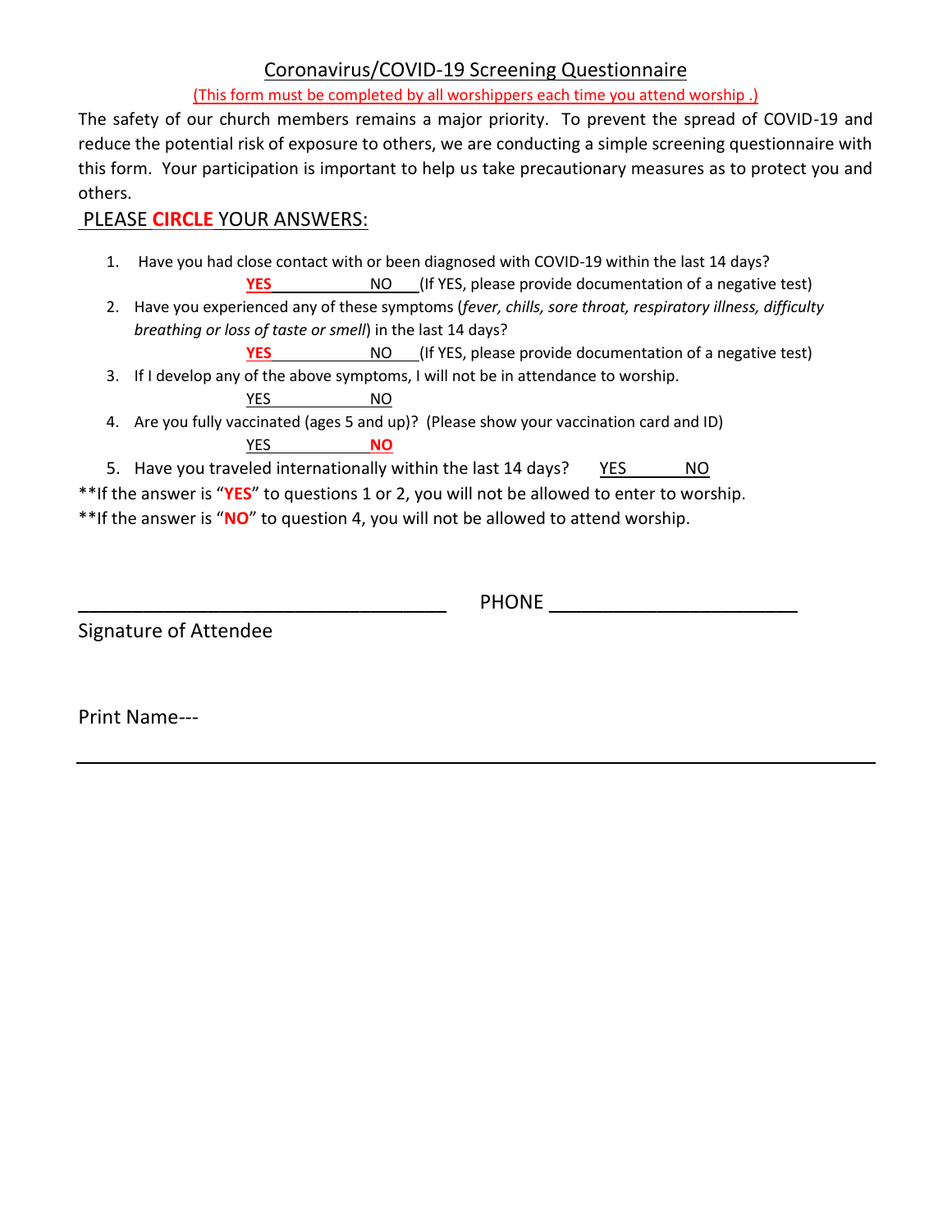## Coronavirus/COVID-19 Screening Questionnaire

(This form must be completed by all worshippers each time you attend worship .)

The safety of our church members remains a major priority. To prevent the spread of COVID-19 and reduce the potential risk of exposure to others, we are conducting a simple screening questionnaire with this form. Your participation is important to help us take precautionary measures as to protect you and others.

PLEASE **CIRCLE** YOUR ANSWERS:

1. Have you had close contact with or been diagnosed with COVID-19 within the last 14 days?
   **YES** NO (If YES, please provide documentation of a negative test)
2. Have you experienced any of these symptoms (*fever, chills, sore throat, respiratory illness, difficulty breathing or loss of taste or smell*) in the last 14 days?
   **YES** NO (If YES, please provide documentation of a negative test)
3. If I develop any of the above symptoms, I will not be in attendance to worship.
   YES NO
4. Are you fully vaccinated (ages 5 and up)? (Please show your vaccination card and ID)
   YES **NO**
5. Have you traveled internationally within the last 14 days? YES NO

**If the answer is "**YES**" to questions 1 or 2, you will not be allowed to enter to worship.

**If the answer is "**NO**" to question 4, you will not be allowed to attend worship.

_________________________________ PHONE ______________________

Signature of Attendee

Print Name---

_______________________________________________________________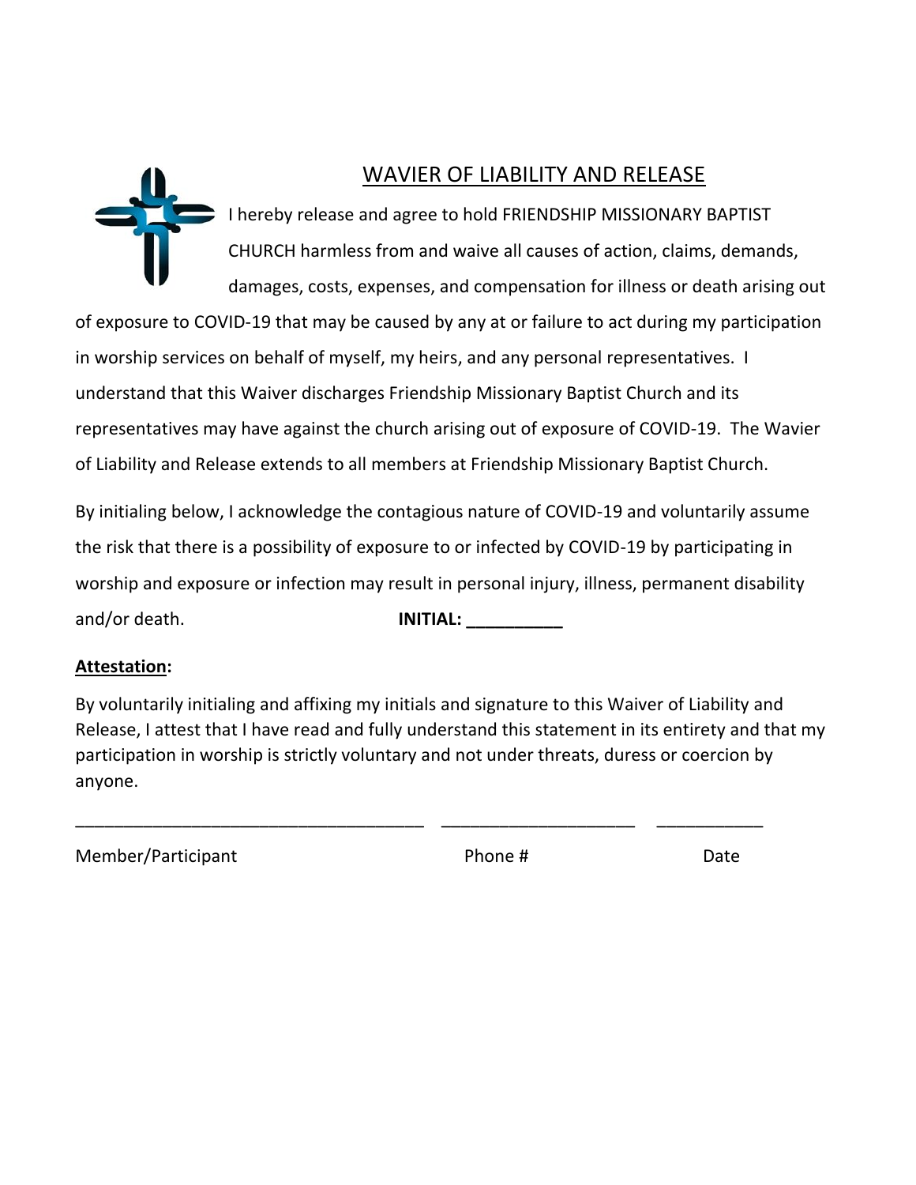# WAVIER OF LIABILITY AND RELEASE

I hereby release and agree to hold FRIENDSHIP MISSIONARY BAPTIST CHURCH harmless from and waive all causes of action, claims, demands, damages, costs, expenses, and compensation for illness or death arising out of exposure to COVID-19 that may be caused by any at or failure to act during my participation in worship services on behalf of myself, my heirs, and any personal representatives. I understand that this Waiver discharges Friendship Missionary Baptist Church and its representatives may have against the church arising out of exposure of COVID-19. The Wavier of Liability and Release extends to all members at Friendship Missionary Baptist Church.

By initialing below, I acknowledge the contagious nature of COVID-19 and voluntarily assume the risk that there is a possibility of exposure to or infected by COVID-19 by participating in worship and exposure or infection may result in personal injury, illness, permanent disability and/or death. **INITIAL: __________**

**Attestation:**

By voluntarily initialing and affixing my initials and signature to this Waiver of Liability and Release, I attest that I have read and fully understand this statement in its entirety and that my participation in worship is strictly voluntary and not under threats, duress or coercion by anyone.

___________________________________ ____________________ ___________

Member/Participant Phone # Date